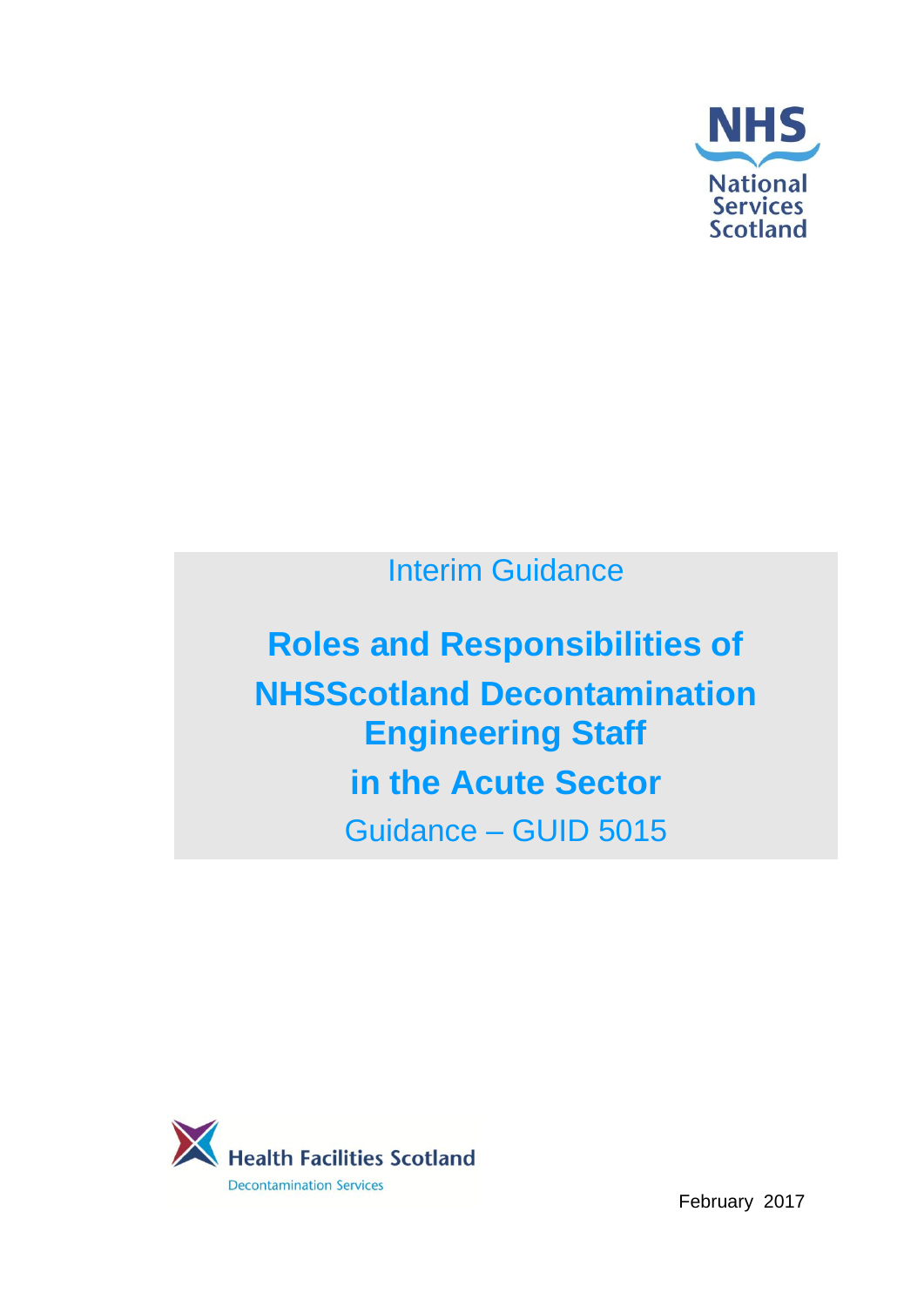NHS National Services Scotland

Interim Guidance

# Roles and Responsibilities of NHSScotland Decontamination Engineering Staff in the Acute Sector

Guidance – GUID 5015

Health Facilities Scotland
Decontamination Services

February 2017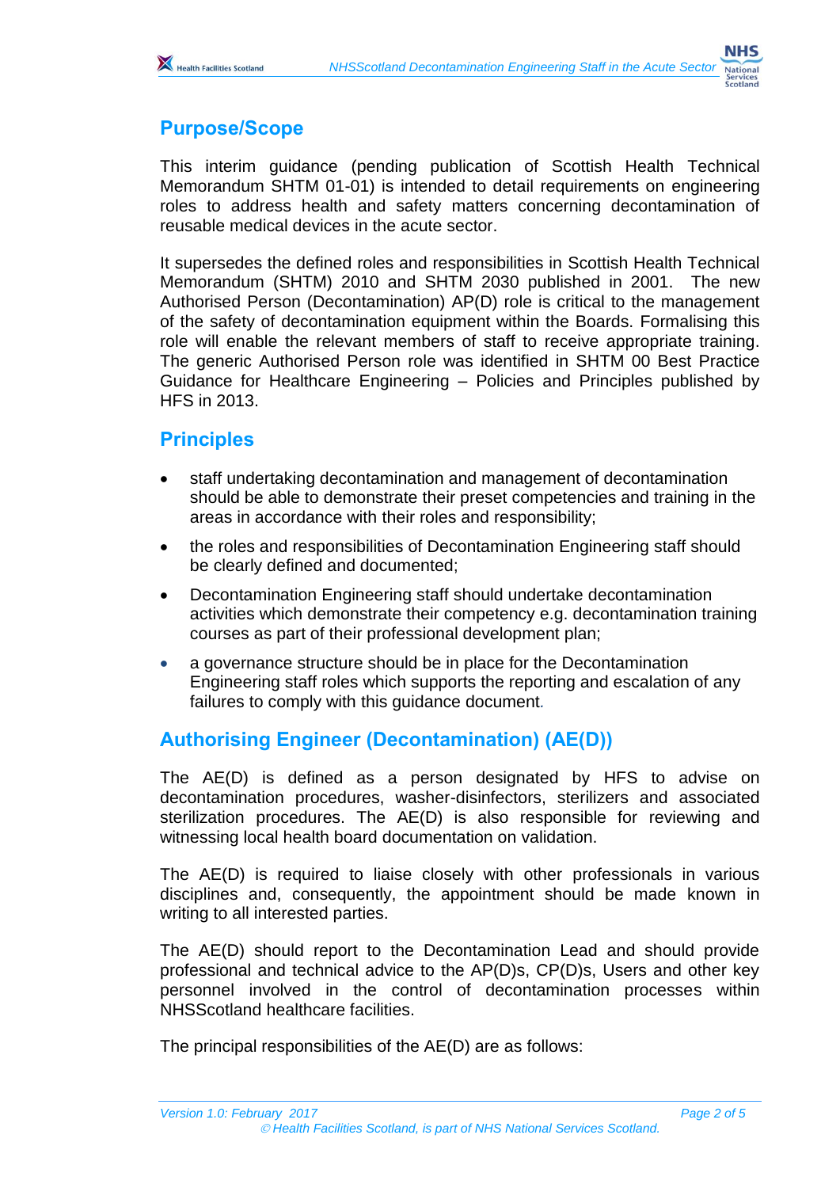## Purpose/Scope

This interim guidance (pending publication of Scottish Health Technical Memorandum SHTM 01-01) is intended to detail requirements on engineering roles to address health and safety matters concerning decontamination of reusable medical devices in the acute sector.

It supersedes the defined roles and responsibilities in Scottish Health Technical Memorandum (SHTM) 2010 and SHTM 2030 published in 2001. The new Authorised Person (Decontamination) AP(D) role is critical to the management of the safety of decontamination equipment within the Boards. Formalising this role will enable the relevant members of staff to receive appropriate training. The generic Authorised Person role was identified in SHTM 00 Best Practice Guidance for Healthcare Engineering – Policies and Principles published by HFS in 2013.

## Principles

- staff undertaking decontamination and management of decontamination should be able to demonstrate their preset competencies and training in the areas in accordance with their roles and responsibility;
- the roles and responsibilities of Decontamination Engineering staff should be clearly defined and documented;
- Decontamination Engineering staff should undertake decontamination activities which demonstrate their competency e.g. decontamination training courses as part of their professional development plan;
- a governance structure should be in place for the Decontamination Engineering staff roles which supports the reporting and escalation of any failures to comply with this guidance document.

## Authorising Engineer (Decontamination) (AE(D))

The AE(D) is defined as a person designated by HFS to advise on decontamination procedures, washer-disinfectors, sterilizers and associated sterilization procedures. The AE(D) is also responsible for reviewing and witnessing local health board documentation on validation.

The AE(D) is required to liaise closely with other professionals in various disciplines and, consequently, the appointment should be made known in writing to all interested parties.

The AE(D) should report to the Decontamination Lead and should provide professional and technical advice to the AP(D)s, CP(D)s, Users and other key personnel involved in the control of decontamination processes within NHSScotland healthcare facilities.

The principal responsibilities of the AE(D) are as follows: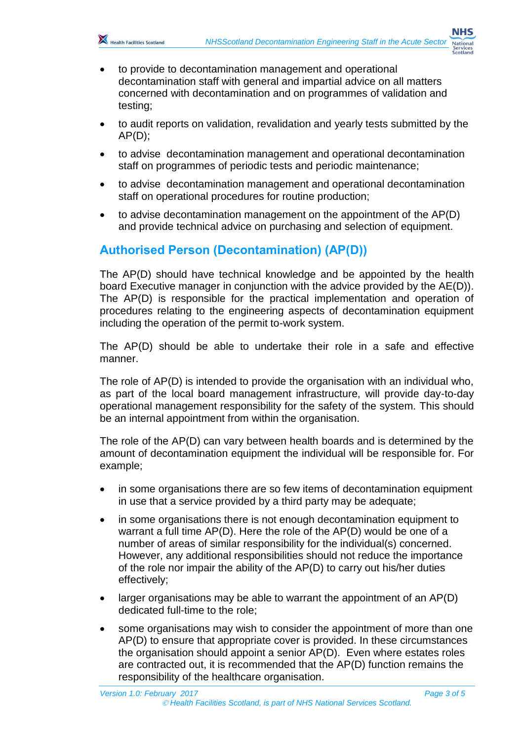- to provide to decontamination management and operational decontamination staff with general and impartial advice on all matters concerned with decontamination and on programmes of validation and testing;
- to audit reports on validation, revalidation and yearly tests submitted by the AP(D);
- to advise decontamination management and operational decontamination staff on programmes of periodic tests and periodic maintenance;
- to advise decontamination management and operational decontamination staff on operational procedures for routine production;
- to advise decontamination management on the appointment of the AP(D) and provide technical advice on purchasing and selection of equipment.

## Authorised Person (Decontamination) (AP(D))

The AP(D) should have technical knowledge and be appointed by the health board Executive manager in conjunction with the advice provided by the AE(D)). The AP(D) is responsible for the practical implementation and operation of procedures relating to the engineering aspects of decontamination equipment including the operation of the permit to-work system.

The AP(D) should be able to undertake their role in a safe and effective manner.

The role of AP(D) is intended to provide the organisation with an individual who, as part of the local board management infrastructure, will provide day-to-day operational management responsibility for the safety of the system. This should be an internal appointment from within the organisation.

The role of the AP(D) can vary between health boards and is determined by the amount of decontamination equipment the individual will be responsible for. For example;

- in some organisations there are so few items of decontamination equipment in use that a service provided by a third party may be adequate;
- in some organisations there is not enough decontamination equipment to warrant a full time AP(D). Here the role of the AP(D) would be one of a number of areas of similar responsibility for the individual(s) concerned. However, any additional responsibilities should not reduce the importance of the role nor impair the ability of the AP(D) to carry out his/her duties effectively;
- larger organisations may be able to warrant the appointment of an AP(D) dedicated full-time to the role;
- some organisations may wish to consider the appointment of more than one AP(D) to ensure that appropriate cover is provided. In these circumstances the organisation should appoint a senior AP(D). Even where estates roles are contracted out, it is recommended that the AP(D) function remains the responsibility of the healthcare organisation.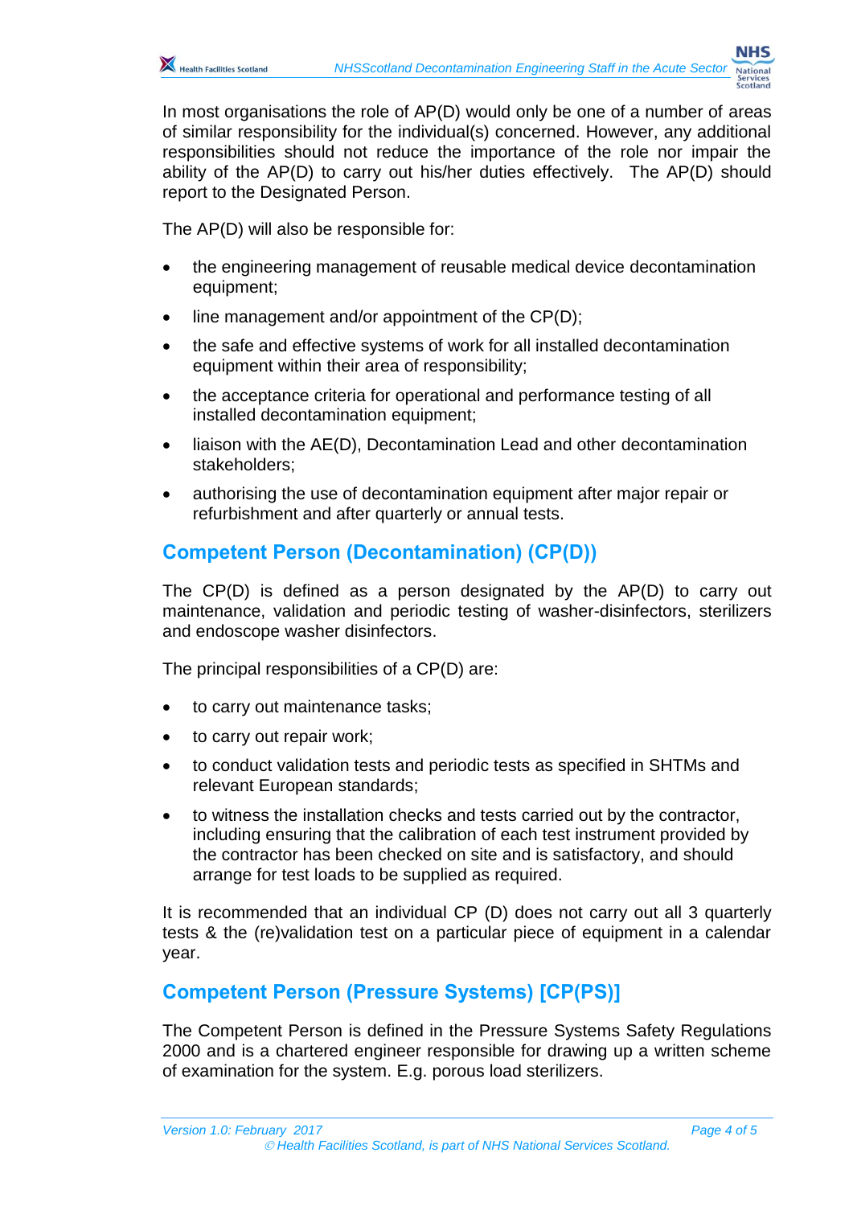In most organisations the role of AP(D) would only be one of a number of areas of similar responsibility for the individual(s) concerned. However, any additional responsibilities should not reduce the importance of the role nor impair the ability of the AP(D) to carry out his/her duties effectively. The AP(D) should report to the Designated Person.

The AP(D) will also be responsible for:

- the engineering management of reusable medical device decontamination equipment;
- line management and/or appointment of the CP(D);
- the safe and effective systems of work for all installed decontamination equipment within their area of responsibility;
- the acceptance criteria for operational and performance testing of all installed decontamination equipment;
- liaison with the AE(D), Decontamination Lead and other decontamination stakeholders;
- authorising the use of decontamination equipment after major repair or refurbishment and after quarterly or annual tests.

## Competent Person (Decontamination) (CP(D))

The CP(D) is defined as a person designated by the AP(D) to carry out maintenance, validation and periodic testing of washer-disinfectors, sterilizers and endoscope washer disinfectors.

The principal responsibilities of a CP(D) are:

- to carry out maintenance tasks;
- to carry out repair work;
- to conduct validation tests and periodic tests as specified in SHTMs and relevant European standards;
- to witness the installation checks and tests carried out by the contractor, including ensuring that the calibration of each test instrument provided by the contractor has been checked on site and is satisfactory, and should arrange for test loads to be supplied as required.

It is recommended that an individual CP (D) does not carry out all 3 quarterly tests & the (re)validation test on a particular piece of equipment in a calendar year.

## Competent Person (Pressure Systems) [CP(PS)]

The Competent Person is defined in the Pressure Systems Safety Regulations 2000 and is a chartered engineer responsible for drawing up a written scheme of examination for the system. E.g. porous load sterilizers.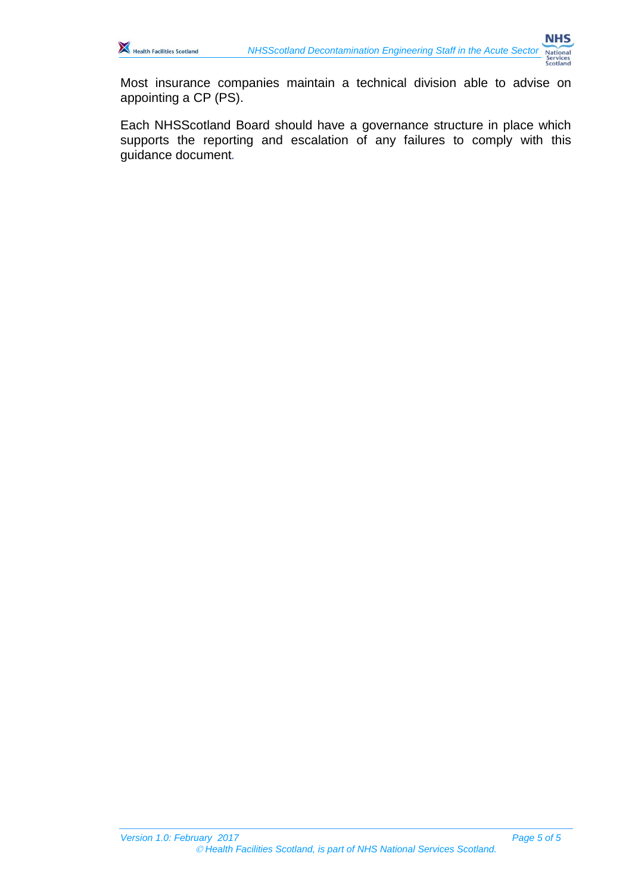Most insurance companies maintain a technical division able to advise on appointing a CP (PS).

Each NHSScotland Board should have a governance structure in place which supports the reporting and escalation of any failures to comply with this guidance document.